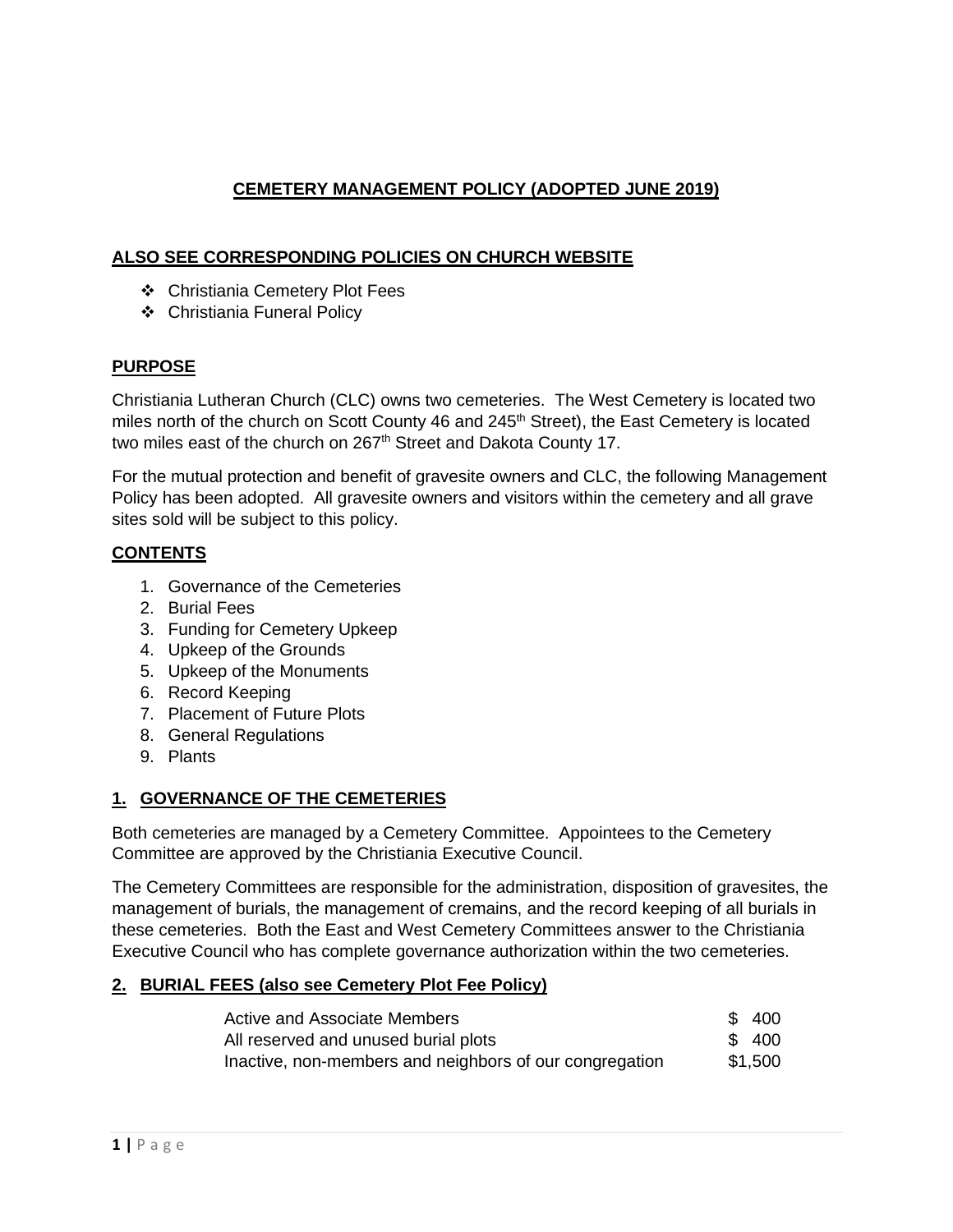# CEMETERY MANAGEMENT POLICY (ADOPTED JUNE 2019)

## ALSO SEE CORRESPONDING POLICIES ON CHURCH WEBSITE

- Christiania Cemetery Plot Fees
- Christiania Funeral Policy

## PURPOSE

Christiania Lutheran Church (CLC) owns two cemeteries. The West Cemetery is located two miles north of the church on Scott County 46 and 245th Street), the East Cemetery is located two miles east of the church on 267th Street and Dakota County 17.

For the mutual protection and benefit of gravesite owners and CLC, the following Management Policy has been adopted. All gravesite owners and visitors within the cemetery and all grave sites sold will be subject to this policy.

## CONTENTS

1. Governance of the Cemeteries
2. Burial Fees
3. Funding for Cemetery Upkeep
4. Upkeep of the Grounds
5. Upkeep of the Monuments
6. Record Keeping
7. Placement of Future Plots
8. General Regulations
9. Plants

## 1. GOVERNANCE OF THE CEMETERIES

Both cemeteries are managed by a Cemetery Committee. Appointees to the Cemetery Committee are approved by the Christiania Executive Council.

The Cemetery Committees are responsible for the administration, disposition of gravesites, the management of burials, the management of cremains, and the record keeping of all burials in these cemeteries. Both the East and West Cemetery Committees answer to the Christiania Executive Council who has complete governance authorization within the two cemeteries.

## 2. BURIAL FEES (also see Cemetery Plot Fee Policy)

| | |
|---|---|
| Active and Associate Members | $ 400 |
| All reserved and unused burial plots | $ 400 |
| Inactive, non-members and neighbors of our congregation | $1,500 |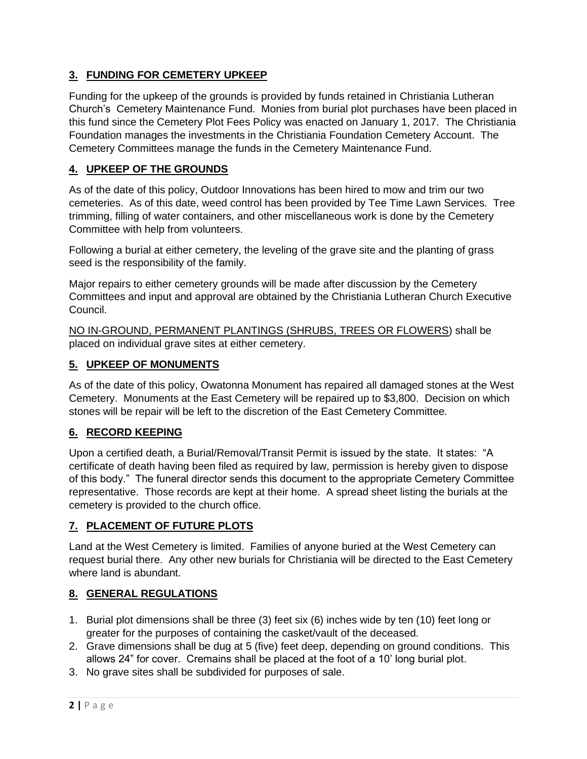## 3. FUNDING FOR CEMETERY UPKEEP

Funding for the upkeep of the grounds is provided by funds retained in Christiania Lutheran Church's Cemetery Maintenance Fund. Monies from burial plot purchases have been placed in this fund since the Cemetery Plot Fees Policy was enacted on January 1, 2017. The Christiania Foundation manages the investments in the Christiania Foundation Cemetery Account. The Cemetery Committees manage the funds in the Cemetery Maintenance Fund.

## 4. UPKEEP OF THE GROUNDS

As of the date of this policy, Outdoor Innovations has been hired to mow and trim our two cemeteries. As of this date, weed control has been provided by Tee Time Lawn Services. Tree trimming, filling of water containers, and other miscellaneous work is done by the Cemetery Committee with help from volunteers.

Following a burial at either cemetery, the leveling of the grave site and the planting of grass seed is the responsibility of the family.

Major repairs to either cemetery grounds will be made after discussion by the Cemetery Committees and input and approval are obtained by the Christiania Lutheran Church Executive Council.

<u>NO IN-GROUND, PERMANENT PLANTINGS (SHRUBS, TREES OR FLOWERS</u>) shall be placed on individual grave sites at either cemetery.

## 5. UPKEEP OF MONUMENTS

As of the date of this policy, Owatonna Monument has repaired all damaged stones at the West Cemetery. Monuments at the East Cemetery will be repaired up to $3,800. Decision on which stones will be repair will be left to the discretion of the East Cemetery Committee.

## 6. RECORD KEEPING

Upon a certified death, a Burial/Removal/Transit Permit is issued by the state. It states: "A certificate of death having been filed as required by law, permission is hereby given to dispose of this body." The funeral director sends this document to the appropriate Cemetery Committee representative. Those records are kept at their home. A spread sheet listing the burials at the cemetery is provided to the church office.

## 7. PLACEMENT OF FUTURE PLOTS

Land at the West Cemetery is limited. Families of anyone buried at the West Cemetery can request burial there. Any other new burials for Christiania will be directed to the East Cemetery where land is abundant.

## 8. GENERAL REGULATIONS

1. Burial plot dimensions shall be three (3) feet six (6) inches wide by ten (10) feet long or greater for the purposes of containing the casket/vault of the deceased.
2. Grave dimensions shall be dug at 5 (five) feet deep, depending on ground conditions. This allows 24" for cover. Cremains shall be placed at the foot of a 10' long burial plot.
3. No grave sites shall be subdivided for purposes of sale.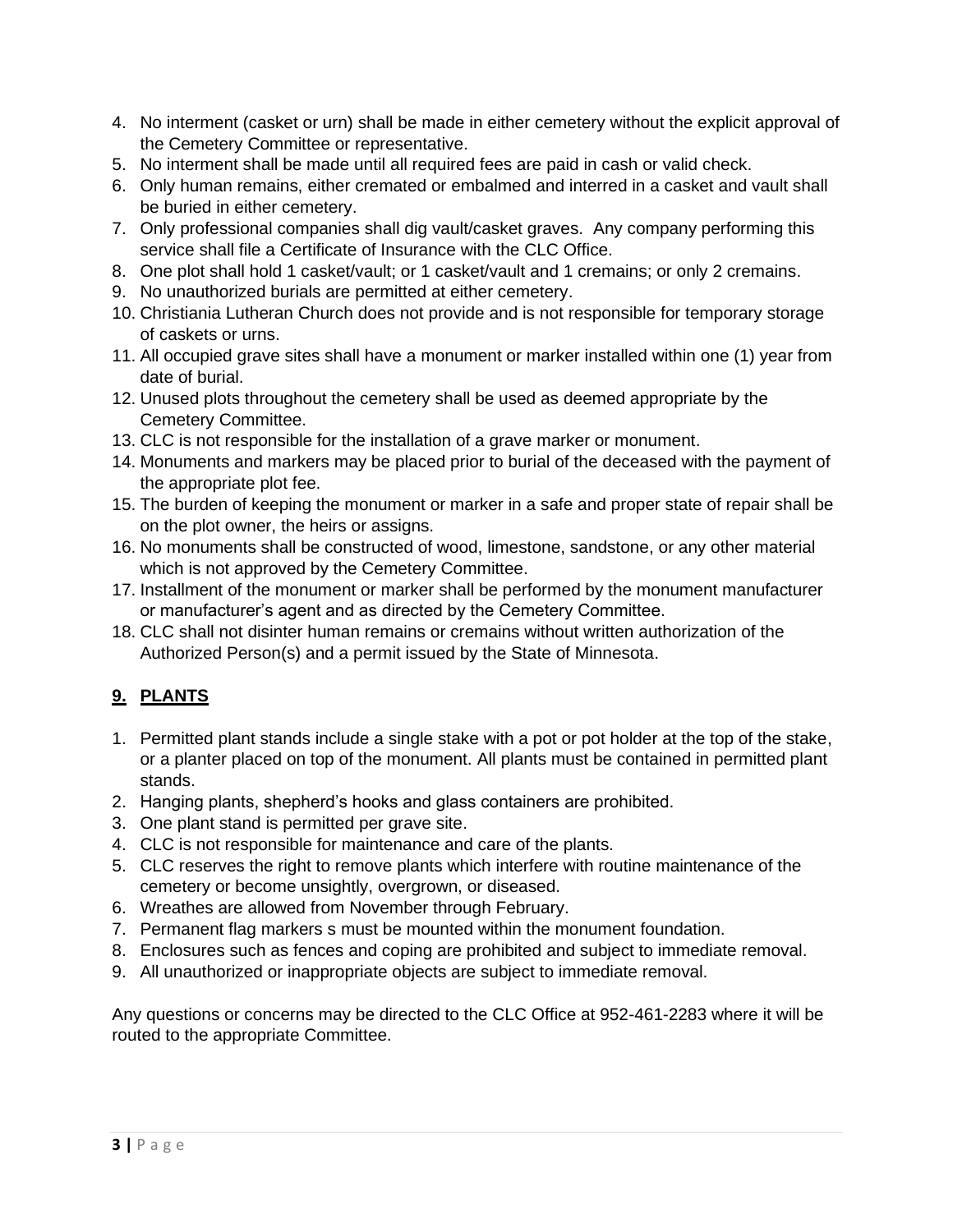4. No interment (casket or urn) shall be made in either cemetery without the explicit approval of the Cemetery Committee or representative.
5. No interment shall be made until all required fees are paid in cash or valid check.
6. Only human remains, either cremated or embalmed and interred in a casket and vault shall be buried in either cemetery.
7. Only professional companies shall dig vault/casket graves. Any company performing this service shall file a Certificate of Insurance with the CLC Office.
8. One plot shall hold 1 casket/vault; or 1 casket/vault and 1 cremains; or only 2 cremains.
9. No unauthorized burials are permitted at either cemetery.
10. Christiania Lutheran Church does not provide and is not responsible for temporary storage of caskets or urns.
11. All occupied grave sites shall have a monument or marker installed within one (1) year from date of burial.
12. Unused plots throughout the cemetery shall be used as deemed appropriate by the Cemetery Committee.
13. CLC is not responsible for the installation of a grave marker or monument.
14. Monuments and markers may be placed prior to burial of the deceased with the payment of the appropriate plot fee.
15. The burden of keeping the monument or marker in a safe and proper state of repair shall be on the plot owner, the heirs or assigns.
16. No monuments shall be constructed of wood, limestone, sandstone, or any other material which is not approved by the Cemetery Committee.
17. Installment of the monument or marker shall be performed by the monument manufacturer or manufacturer's agent and as directed by the Cemetery Committee.
18. CLC shall not disinter human remains or cremains without written authorization of the Authorized Person(s) and a permit issued by the State of Minnesota.

## 9. PLANTS

1. Permitted plant stands include a single stake with a pot or pot holder at the top of the stake, or a planter placed on top of the monument. All plants must be contained in permitted plant stands.
2. Hanging plants, shepherd's hooks and glass containers are prohibited.
3. One plant stand is permitted per grave site.
4. CLC is not responsible for maintenance and care of the plants.
5. CLC reserves the right to remove plants which interfere with routine maintenance of the cemetery or become unsightly, overgrown, or diseased.
6. Wreathes are allowed from November through February.
7. Permanent flag markers s must be mounted within the monument foundation.
8. Enclosures such as fences and coping are prohibited and subject to immediate removal.
9. All unauthorized or inappropriate objects are subject to immediate removal.

Any questions or concerns may be directed to the CLC Office at 952-461-2283 where it will be routed to the appropriate Committee.